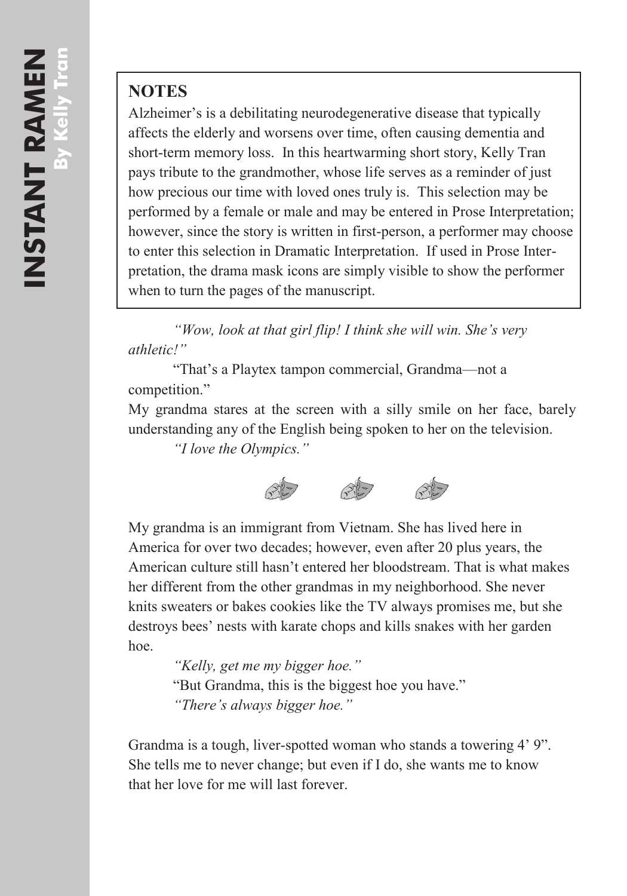# INSTANT RAMEN
## By Kelly Tran

**NOTES**

Alzheimer's is a debilitating neurodegenerative disease that typically affects the elderly and worsens over time, often causing dementia and short-term memory loss. In this heartwarming short story, Kelly Tran pays tribute to the grandmother, whose life serves as a reminder of just how precious our time with loved ones truly is. This selection may be performed by a female or male and may be entered in Prose Interpretation; however, since the story is written in first-person, a performer may choose to enter this selection in Dramatic Interpretation. If used in Prose Interpretation, the drama mask icons are simply visible to show the performer when to turn the pages of the manuscript.

*"Wow, look at that girl flip! I think she will win. She's very athletic!"*

"That's a Playtex tampon commercial, Grandma—not a competition."

My grandma stares at the screen with a silly smile on her face, barely understanding any of the English being spoken to her on the television.

*"I love the Olympics."*

My grandma is an immigrant from Vietnam. She has lived here in America for over two decades; however, even after 20 plus years, the American culture still hasn't entered her bloodstream. That is what makes her different from the other grandmas in my neighborhood. She never knits sweaters or bakes cookies like the TV always promises me, but she destroys bees' nests with karate chops and kills snakes with her garden hoe.

*"Kelly, get me my bigger hoe."*

"But Grandma, this is the biggest hoe you have."

*"There's always bigger hoe."*

Grandma is a tough, liver-spotted woman who stands a towering 4' 9". She tells me to never change; but even if I do, she wants me to know that her love for me will last forever.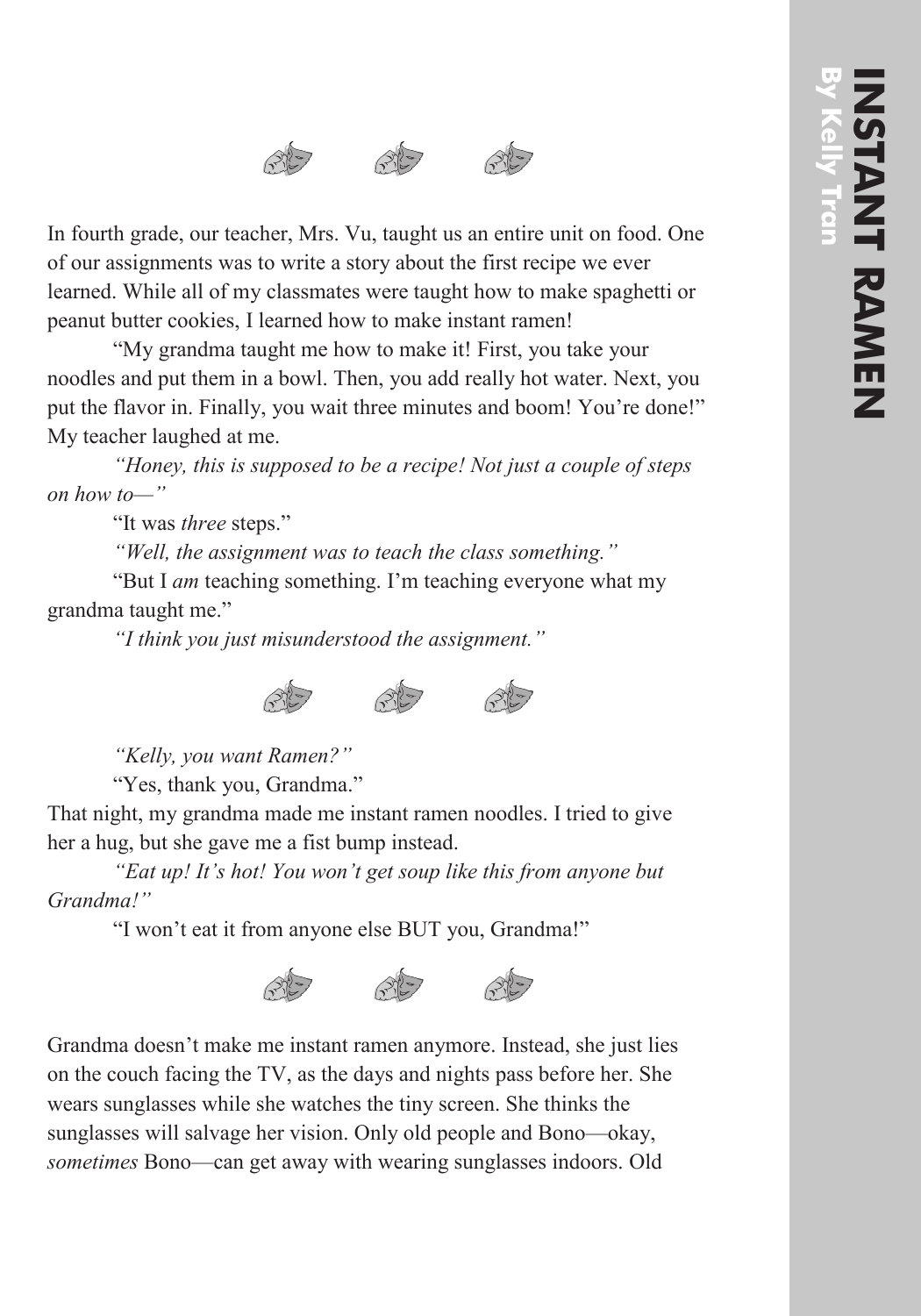# INSTANT RAMEN

## By Kelly Tran

---

In fourth grade, our teacher, Mrs. Vu, taught us an entire unit on food. One of our assignments was to write a story about the first recipe we ever learned. While all of my classmates were taught how to make spaghetti or peanut butter cookies, I learned how to make instant ramen!

"My grandma taught me how to make it! First, you take your noodles and put them in a bowl. Then, you add really hot water. Next, you put the flavor in. Finally, you wait three minutes and boom! You're done!" My teacher laughed at me.

*"Honey, this is supposed to be a recipe! Not just a couple of steps on how to—"*

"It was *three* steps."

*"Well, the assignment was to teach the class something."*

"But I *am* teaching something. I'm teaching everyone what my grandma taught me."

*"I think you just misunderstood the assignment."*

---

*"Kelly, you want Ramen?"*

"Yes, thank you, Grandma."

That night, my grandma made me instant ramen noodles. I tried to give her a hug, but she gave me a fist bump instead.

*"Eat up! It's hot! You won't get soup like this from anyone but Grandma!"*

"I won't eat it from anyone else BUT you, Grandma!"

---

Grandma doesn't make me instant ramen anymore. Instead, she just lies on the couch facing the TV, as the days and nights pass before her. She wears sunglasses while she watches the tiny screen. She thinks the sunglasses will salvage her vision. Only old people and Bono—okay, *sometimes* Bono—can get away with wearing sunglasses indoors. Old